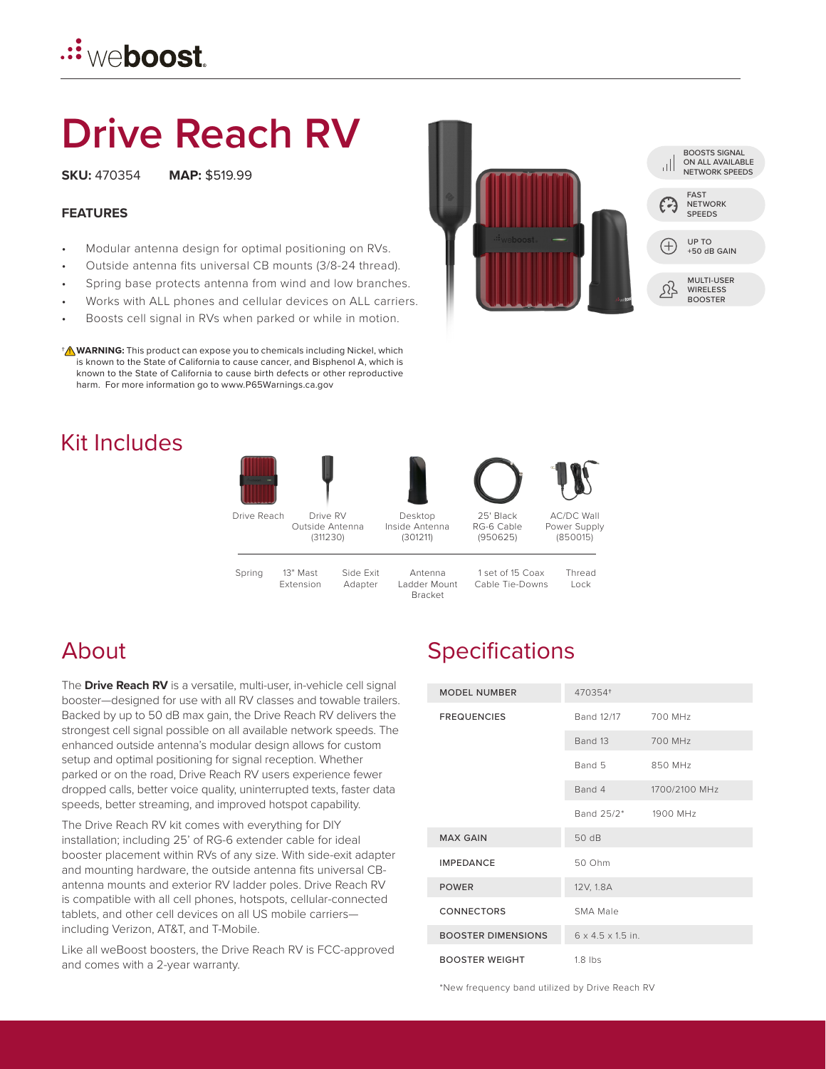weboost

# Drive Reach RV

**SKU:** 470354 **MAP:** $519.99

### FEATURES

- Modular antenna design for optimal positioning on RVs.
- Outside antenna fits universal CB mounts (3/8-24 thread).
- Spring base protects antenna from wind and low branches.
- Works with ALL phones and cellular devices on ALL carriers.
- Boosts cell signal in RVs when parked or while in motion.

†⚠ **WARNING:** This product can expose you to chemicals including Nickel, which is known to the State of California to cause cancer, and Bisphenol A, which is known to the State of California to cause birth defects or other reproductive harm. For more information go to www.P65Warnings.ca.gov

BOOSTS SIGNAL ON ALL AVAILABLE NETWORK SPEEDS

FAST NETWORK SPEEDS

UP TO +50 dB GAIN

MULTI-USER WIRELESS BOOSTER

## Kit Includes

- Drive Reach
- Drive RV Outside Antenna (311230)
- Desktop Inside Antenna (301211)
- 25' Black RG-6 Cable (950625)
- AC/DC Wall Power Supply (850015)
- Spring
- 13" Mast Extension
- Side Exit Adapter
- Antenna Ladder Mount Bracket
- 1 set of 15 Coax Cable Tie-Downs
- Thread Lock

## About

The **Drive Reach RV** is a versatile, multi-user, in-vehicle cell signal booster—designed for use with all RV classes and towable trailers. Backed by up to 50 dB max gain, the Drive Reach RV delivers the strongest cell signal possible on all available network speeds. The enhanced outside antenna's modular design allows for custom setup and optimal positioning for signal reception. Whether parked or on the road, Drive Reach RV users experience fewer dropped calls, better voice quality, uninterrupted texts, faster data speeds, better streaming, and improved hotspot capability.

The Drive Reach RV kit comes with everything for DIY installation; including 25' of RG-6 extender cable for ideal booster placement within RVs of any size. With side-exit adapter and mounting hardware, the outside antenna fits universal CB-antenna mounts and exterior RV ladder poles. Drive Reach RV is compatible with all cell phones, hotspots, cellular-connected tablets, and other cell devices on all US mobile carriers—including Verizon, AT&T, and T-Mobile.

Like all weBoost boosters, the Drive Reach RV is FCC-approved and comes with a 2-year warranty.

## Specifications

| | | |
|---|---|---|
| MODEL NUMBER | 470354† | |
| FREQUENCIES | Band 12/17 | 700 MHz |
| | Band 13 | 700 MHz |
| | Band 5 | 850 MHz |
| | Band 4 | 1700/2100 MHz |
| | Band 25/2* | 1900 MHz |
| MAX GAIN | 50 dB | |
| IMPEDANCE | 50 Ohm | |
| POWER | 12V, 1.8A | |
| CONNECTORS | SMA Male | |
| BOOSTER DIMENSIONS | 6 x 4.5 x 1.5 in. | |
| BOOSTER WEIGHT | 1.8 lbs | |

*New frequency band utilized by Drive Reach RV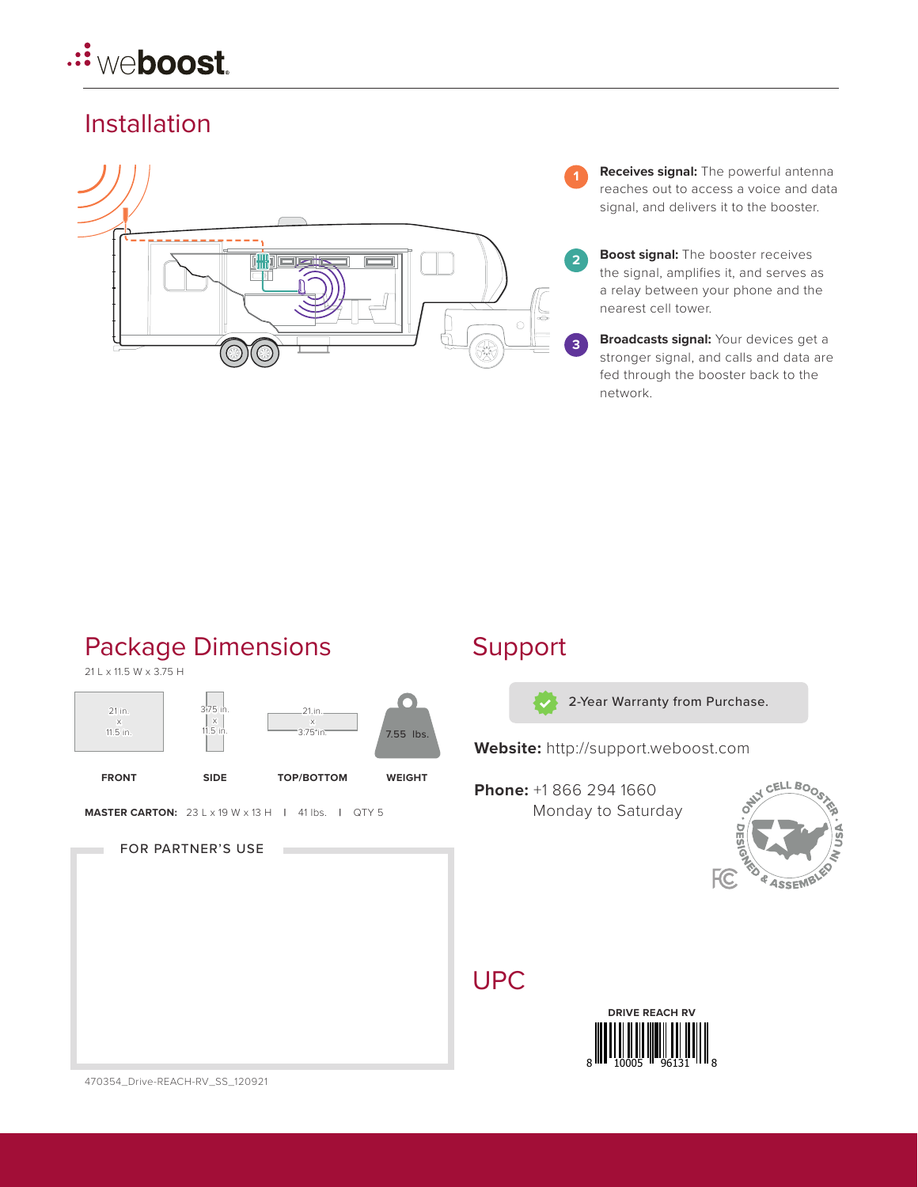## Installation

1. **Receives signal:** The powerful antenna reaches out to access a voice and data signal, and delivers it to the booster.
2. **Boost signal:** The booster receives the signal, amplifies it, and serves as a relay between your phone and the nearest cell tower.
3. **Broadcasts signal:** Your devices get a stronger signal, and calls and data are fed through the booster back to the network.

## Package Dimensions

21 L x 11.5 W x 3.75 H

| FRONT | SIDE | TOP/BOTTOM | WEIGHT |
|---|---|---|---|
| 21 in. x 11.5 in. | 3.75 in. x 11.5 in. | 21 in. x 3.75 in. | 7.55 lbs. |

**MASTER CARTON:** 23 L x 19 W x 13 H | 41 lbs. | QTY 5

FOR PARTNER'S USE

## Support

2-Year Warranty from Purchase.

**Website:** http://support.weboost.com

**Phone:** +1 866 294 1660
Monday to Saturday

ONLY CELL BOOSTER · DESIGNED & ASSEMBLED IN USA ·

## UPC

DRIVE REACH RV

8 10005 96131 8

470354_Drive-REACH-RV_SS_120921